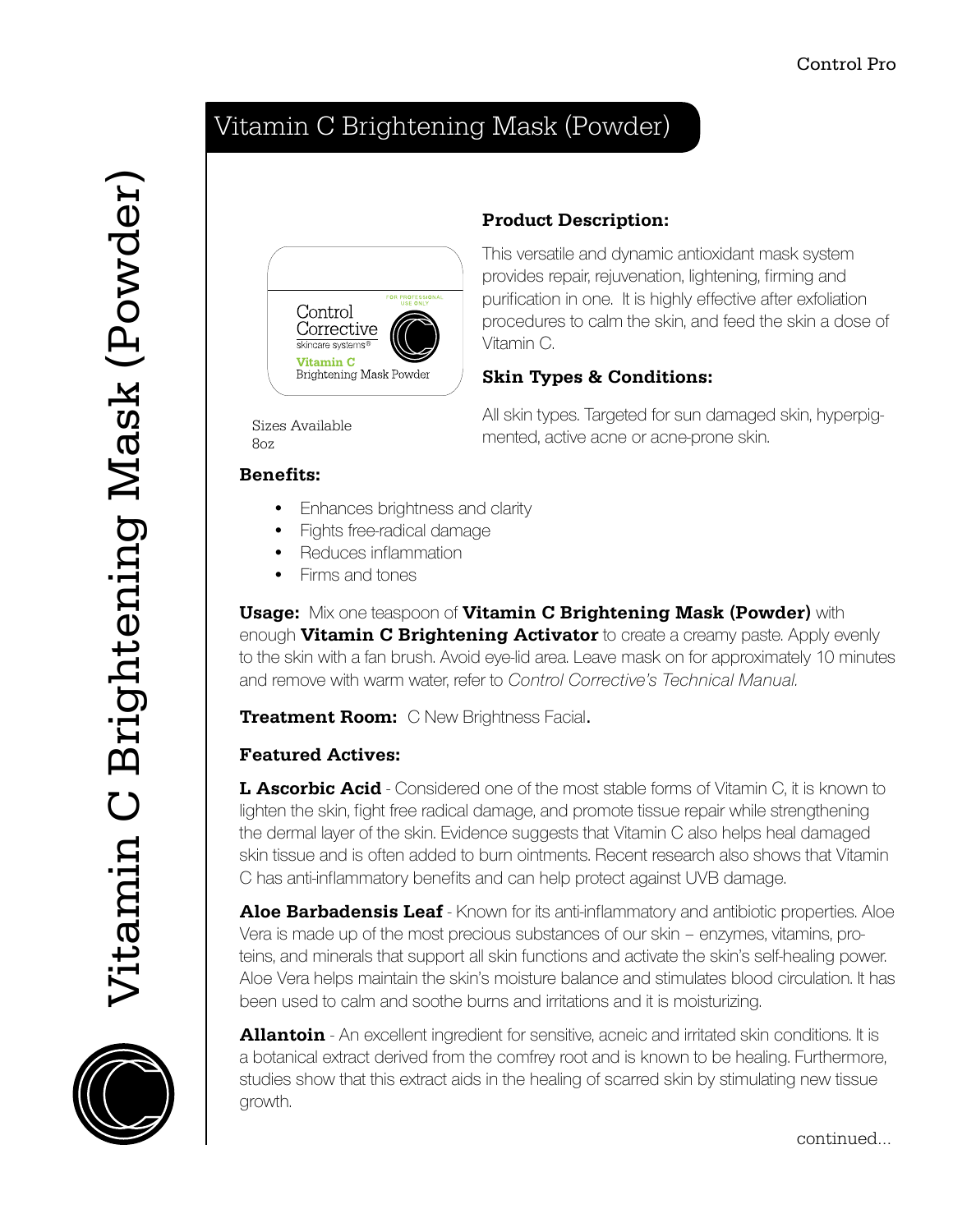# Vitamin C Brightening Mask (Powder)

Sizes Available
8oz

**Product Description:**

This versatile and dynamic antioxidant mask system provides repair, rejuvenation, lightening, firming and purification in one. It is highly effective after exfoliation procedures to calm the skin, and feed the skin a dose of Vitamin C.

**Skin Types & Conditions:**

All skin types. Targeted for sun damaged skin, hyperpigmented, active acne or acne-prone skin.

**Benefits:**

- Enhances brightness and clarity
- Fights free-radical damage
- Reduces inflammation
- Firms and tones

**Usage:** Mix one teaspoon of **Vitamin C Brightening Mask (Powder)** with enough **Vitamin C Brightening Activator** to create a creamy paste. Apply evenly to the skin with a fan brush. Avoid eye-lid area. Leave mask on for approximately 10 minutes and remove with warm water, refer to *Control Corrective's Technical Manual.*

**Treatment Room:** C New Brightness Facial.

**Featured Actives:**

**L Ascorbic Acid** - Considered one of the most stable forms of Vitamin C, it is known to lighten the skin, fight free radical damage, and promote tissue repair while strengthening the dermal layer of the skin. Evidence suggests that Vitamin C also helps heal damaged skin tissue and is often added to burn ointments. Recent research also shows that Vitamin C has anti-inflammatory benefits and can help protect against UVB damage.

**Aloe Barbadensis Leaf** - Known for its anti-inflammatory and antibiotic properties. Aloe Vera is made up of the most precious substances of our skin – enzymes, vitamins, proteins, and minerals that support all skin functions and activate the skin's self-healing power. Aloe Vera helps maintain the skin's moisture balance and stimulates blood circulation. It has been used to calm and soothe burns and irritations and it is moisturizing.

**Allantoin** - An excellent ingredient for sensitive, acneic and irritated skin conditions. It is a botanical extract derived from the comfrey root and is known to be healing. Furthermore, studies show that this extract aids in the healing of scarred skin by stimulating new tissue growth.

continued...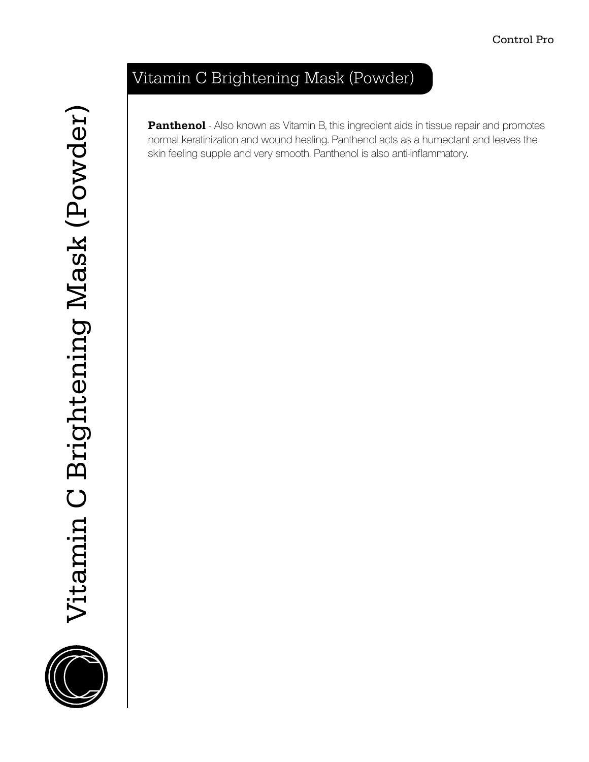## Vitamin C Brightening Mask (Powder)

**Panthenol** - Also known as Vitamin B, this ingredient aids in tissue repair and promotes normal keratinization and wound healing. Panthenol acts as a humectant and leaves the skin feeling supple and very smooth. Panthenol is also anti-inflammatory.